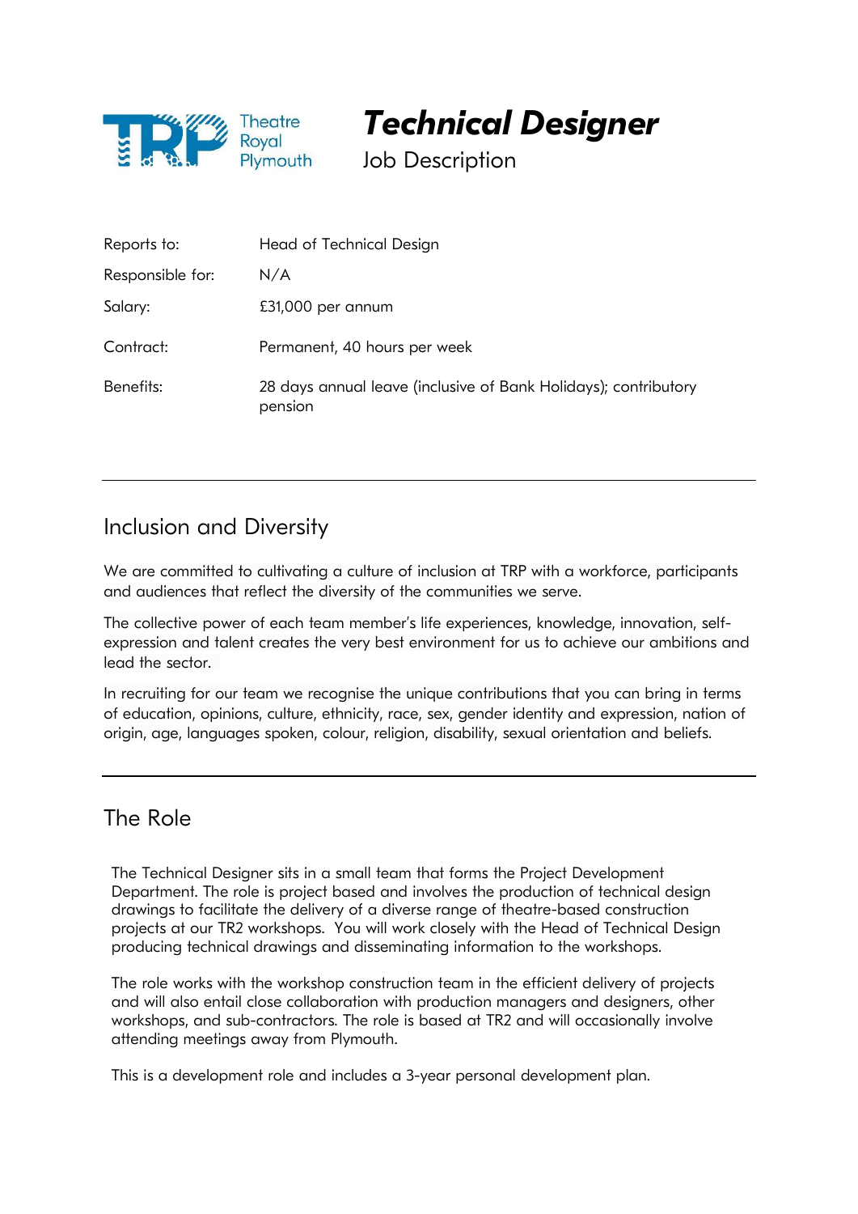Theatre Royal Plymouth

# *Technical Designer*

Job Description

| | |
|---|---|
| Reports to: | Head of Technical Design |
| Responsible for: | N/A |
| Salary: | £31,000 per annum |
| Contract: | Permanent, 40 hours per week |
| Benefits: | 28 days annual leave (inclusive of Bank Holidays); contributory pension |

---

## Inclusion and Diversity

We are committed to cultivating a culture of inclusion at TRP with a workforce, participants and audiences that reflect the diversity of the communities we serve.

The collective power of each team member's life experiences, knowledge, innovation, self-expression and talent creates the very best environment for us to achieve our ambitions and lead the sector.

In recruiting for our team we recognise the unique contributions that you can bring in terms of education, opinions, culture, ethnicity, race, sex, gender identity and expression, nation of origin, age, languages spoken, colour, religion, disability, sexual orientation and beliefs.

---

## The Role

The Technical Designer sits in a small team that forms the Project Development Department. The role is project based and involves the production of technical design drawings to facilitate the delivery of a diverse range of theatre-based construction projects at our TR2 workshops. You will work closely with the Head of Technical Design producing technical drawings and disseminating information to the workshops.

The role works with the workshop construction team in the efficient delivery of projects and will also entail close collaboration with production managers and designers, other workshops, and sub-contractors. The role is based at TR2 and will occasionally involve attending meetings away from Plymouth.

This is a development role and includes a 3-year personal development plan.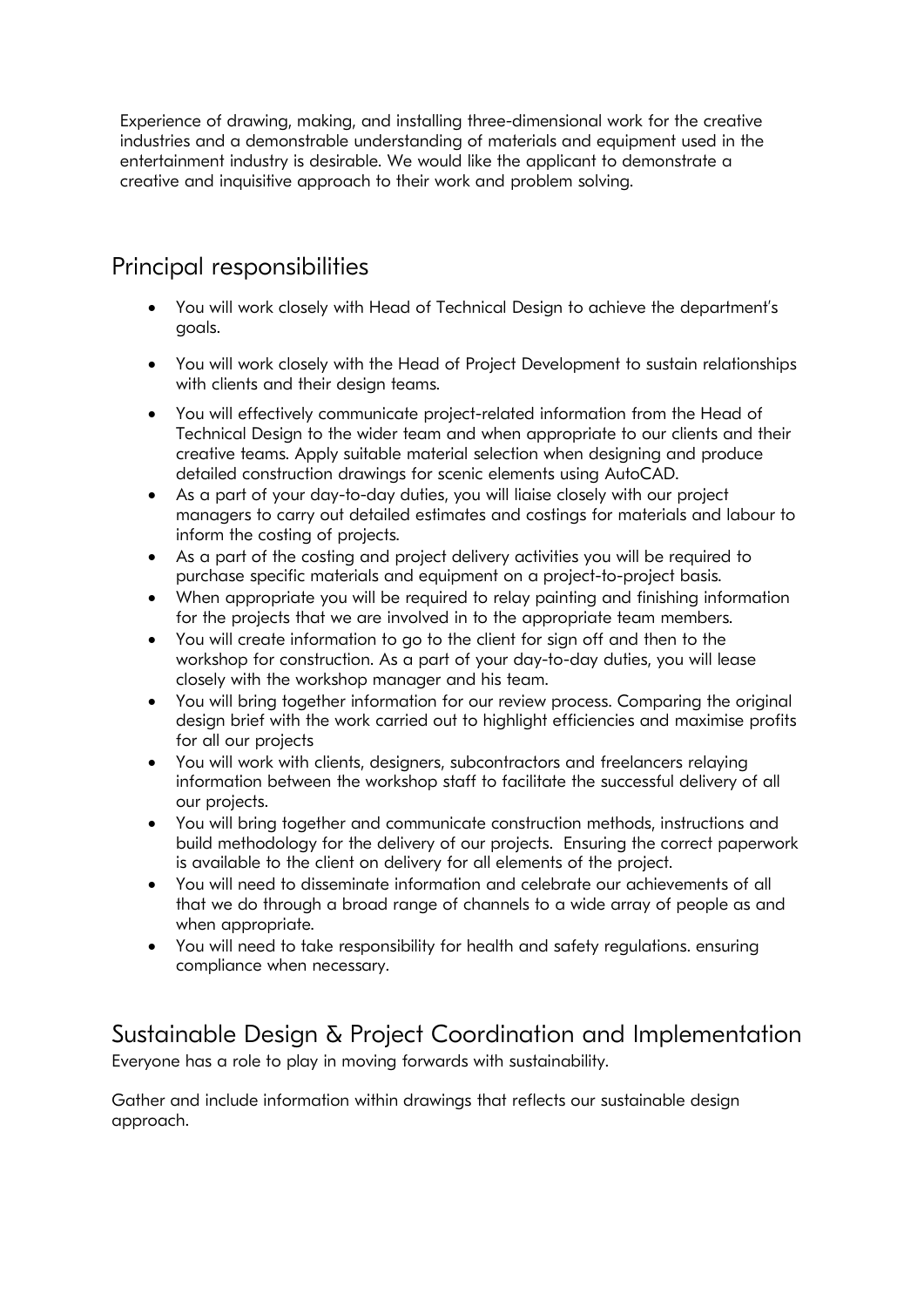Experience of drawing, making, and installing three-dimensional work for the creative industries and a demonstrable understanding of materials and equipment used in the entertainment industry is desirable. We would like the applicant to demonstrate a creative and inquisitive approach to their work and problem solving.

## Principal responsibilities

- You will work closely with Head of Technical Design to achieve the department's goals.
- You will work closely with the Head of Project Development to sustain relationships with clients and their design teams.
- You will effectively communicate project-related information from the Head of Technical Design to the wider team and when appropriate to our clients and their creative teams. Apply suitable material selection when designing and produce detailed construction drawings for scenic elements using AutoCAD.
- As a part of your day-to-day duties, you will liaise closely with our project managers to carry out detailed estimates and costings for materials and labour to inform the costing of projects.
- As a part of the costing and project delivery activities you will be required to purchase specific materials and equipment on a project-to-project basis.
- When appropriate you will be required to relay painting and finishing information for the projects that we are involved in to the appropriate team members.
- You will create information to go to the client for sign off and then to the workshop for construction. As a part of your day-to-day duties, you will lease closely with the workshop manager and his team.
- You will bring together information for our review process. Comparing the original design brief with the work carried out to highlight efficiencies and maximise profits for all our projects
- You will work with clients, designers, subcontractors and freelancers relaying information between the workshop staff to facilitate the successful delivery of all our projects.
- You will bring together and communicate construction methods, instructions and build methodology for the delivery of our projects. Ensuring the correct paperwork is available to the client on delivery for all elements of the project.
- You will need to disseminate information and celebrate our achievements of all that we do through a broad range of channels to a wide array of people as and when appropriate.
- You will need to take responsibility for health and safety regulations. ensuring compliance when necessary.

## Sustainable Design & Project Coordination and Implementation

Everyone has a role to play in moving forwards with sustainability.

Gather and include information within drawings that reflects our sustainable design approach.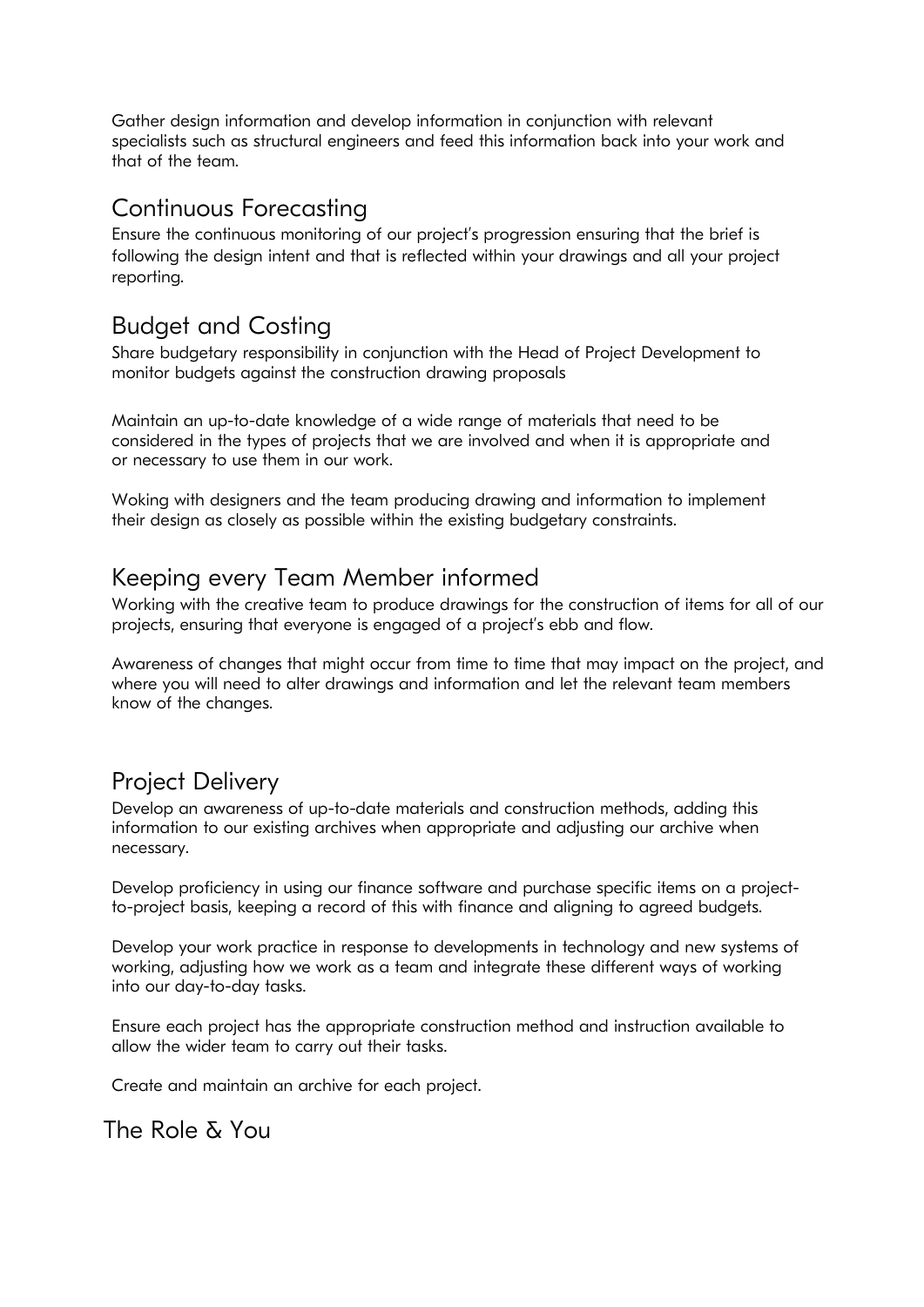Gather design information and develop information in conjunction with relevant specialists such as structural engineers and feed this information back into your work and that of the team.

## Continuous Forecasting

Ensure the continuous monitoring of our project's progression ensuring that the brief is following the design intent and that is reflected within your drawings and all your project reporting.

## Budget and Costing

Share budgetary responsibility in conjunction with the Head of Project Development to monitor budgets against the construction drawing proposals

Maintain an up-to-date knowledge of a wide range of materials that need to be considered in the types of projects that we are involved and when it is appropriate and or necessary to use them in our work.

Woking with designers and the team producing drawing and information to implement their design as closely as possible within the existing budgetary constraints.

## Keeping every Team Member informed

Working with the creative team to produce drawings for the construction of items for all of our projects, ensuring that everyone is engaged of a project's ebb and flow.

Awareness of changes that might occur from time to time that may impact on the project, and where you will need to alter drawings and information and let the relevant team members know of the changes.

## Project Delivery

Develop an awareness of up-to-date materials and construction methods, adding this information to our existing archives when appropriate and adjusting our archive when necessary.

Develop proficiency in using our finance software and purchase specific items on a project-to-project basis, keeping a record of this with finance and aligning to agreed budgets.

Develop your work practice in response to developments in technology and new systems of working, adjusting how we work as a team and integrate these different ways of working into our day-to-day tasks.

Ensure each project has the appropriate construction method and instruction available to allow the wider team to carry out their tasks.

Create and maintain an archive for each project.

## The Role & You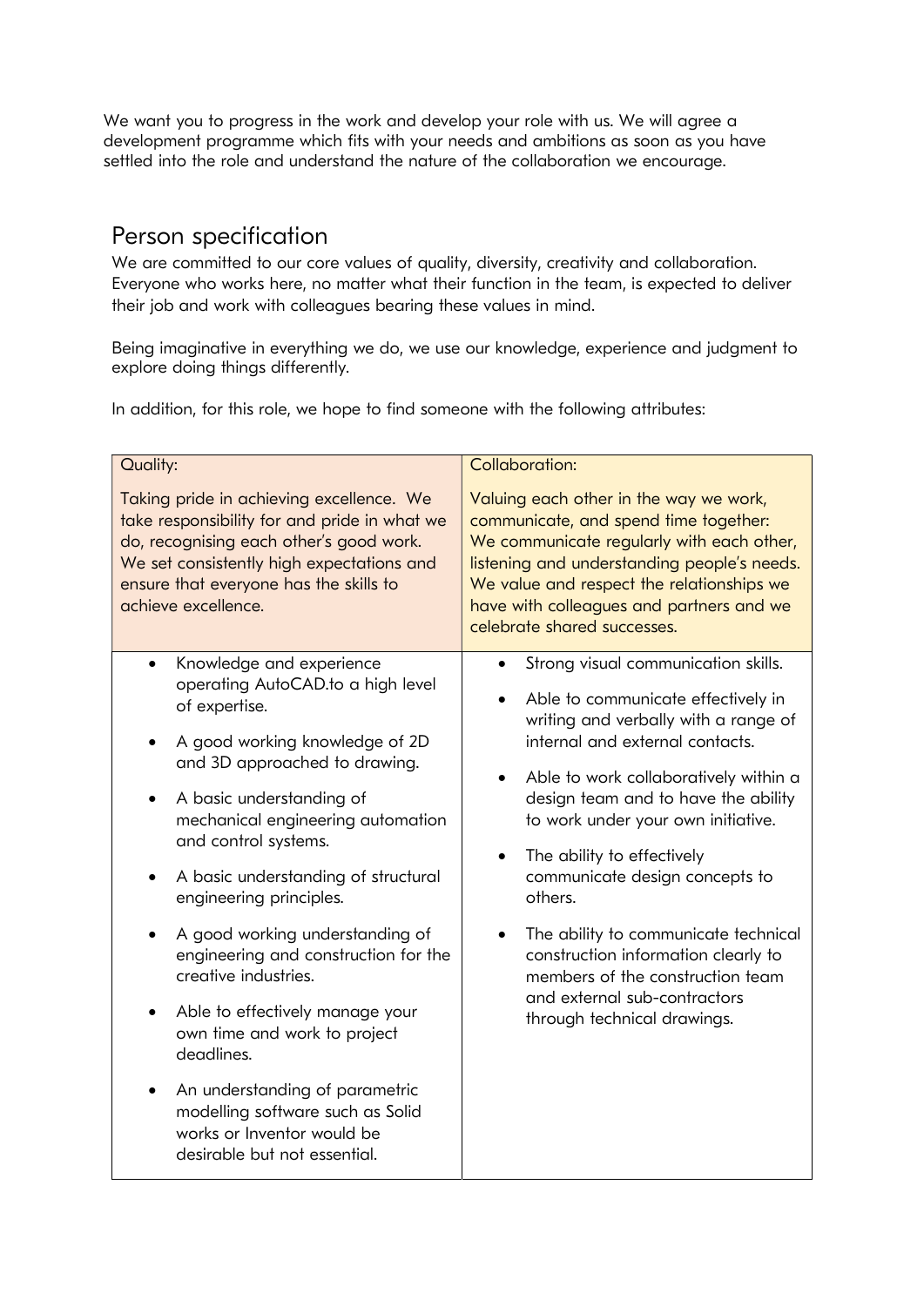We want you to progress in the work and develop your role with us. We will agree a development programme which fits with your needs and ambitions as soon as you have settled into the role and understand the nature of the collaboration we encourage.

## Person specification

We are committed to our core values of quality, diversity, creativity and collaboration. Everyone who works here, no matter what their function in the team, is expected to deliver their job and work with colleagues bearing these values in mind.

Being imaginative in everything we do, we use our knowledge, experience and judgment to explore doing things differently.

In addition, for this role, we hope to find someone with the following attributes:

| Quality:<br><br>Taking pride in achieving excellence. We take responsibility for and pride in what we do, recognising each other's good work. We set consistently high expectations and ensure that everyone has the skills to achieve excellence. | Collaboration:<br><br>Valuing each other in the way we work, communicate, and spend time together: We communicate regularly with each other, listening and understanding people's needs. We value and respect the relationships we have with colleagues and partners and we celebrate shared successes. |
|---|---|
| • Knowledge and experience operating AutoCAD.to a high level of expertise.<br>• A good working knowledge of 2D and 3D approached to drawing.<br>• A basic understanding of mechanical engineering automation and control systems.<br>• A basic understanding of structural engineering principles.<br>• A good working understanding of engineering and construction for the creative industries.<br>• Able to effectively manage your own time and work to project deadlines.<br>• An understanding of parametric modelling software such as Solid works or Inventor would be desirable but not essential. | • Strong visual communication skills.<br>• Able to communicate effectively in writing and verbally with a range of internal and external contacts.<br>• Able to work collaboratively within a design team and to have the ability to work under your own initiative.<br>• The ability to effectively communicate design concepts to others.<br>• The ability to communicate technical construction information clearly to members of the construction team and external sub-contractors through technical drawings. |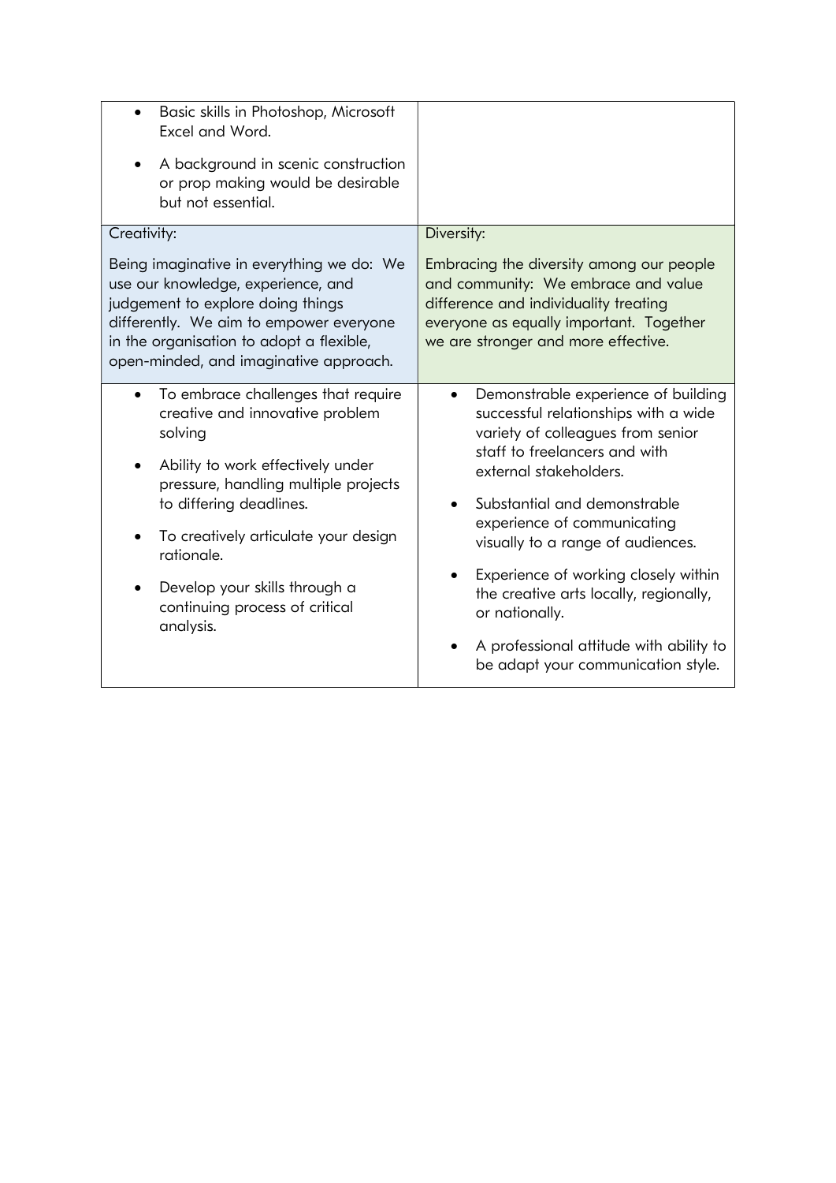| | |
|---|---|
| • Basic skills in Photoshop, Microsoft Excel and Word.<br>• A background in scenic construction or prop making would be desirable but not essential. | |
| Creativity:<br><br>Being imaginative in everything we do: We use our knowledge, experience, and judgement to explore doing things differently. We aim to empower everyone in the organisation to adopt a flexible, open-minded, and imaginative approach. | Diversity:<br><br>Embracing the diversity among our people and community: We embrace and value difference and individuality treating everyone as equally important. Together we are stronger and more effective. |
| • To embrace challenges that require creative and innovative problem solving<br>• Ability to work effectively under pressure, handling multiple projects to differing deadlines.<br>• To creatively articulate your design rationale.<br>• Develop your skills through a continuing process of critical analysis. | • Demonstrable experience of building successful relationships with a wide variety of colleagues from senior staff to freelancers and with external stakeholders.<br>• Substantial and demonstrable experience of communicating visually to a range of audiences.<br>• Experience of working closely within the creative arts locally, regionally, or nationally.<br>• A professional attitude with ability to be adapt your communication style. |